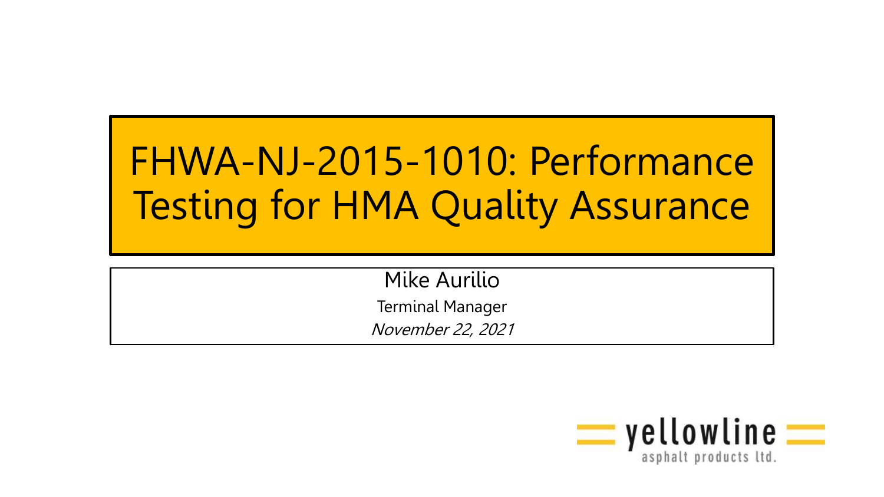# FHWA-NJ-2015-1010: Performance Testing for HMA Quality Assurance

Mike Aurilio

Terminal Manager

*November 22, 2021*

yellowline asphalt products ltd.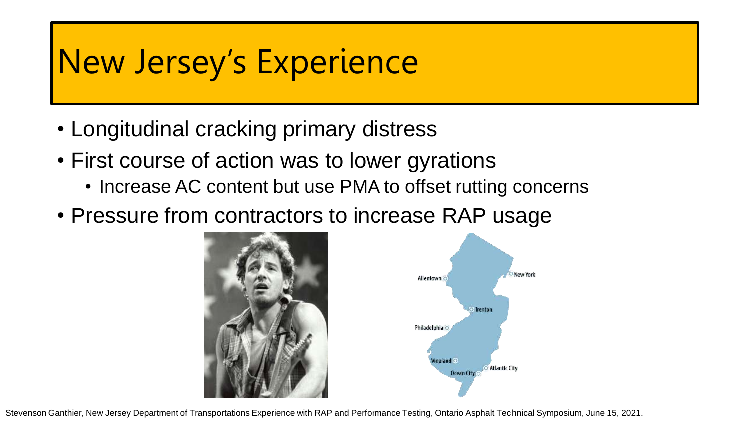# New Jersey's Experience

- Longitudinal cracking primary distress
- First course of action was to lower gyrations
  - Increase AC content but use PMA to offset rutting concerns
- Pressure from contractors to increase RAP usage

Stevenson Ganthier, New Jersey Department of Transportations Experience with RAP and Performance Testing, Ontario Asphalt Technical Symposium, June 15, 2021.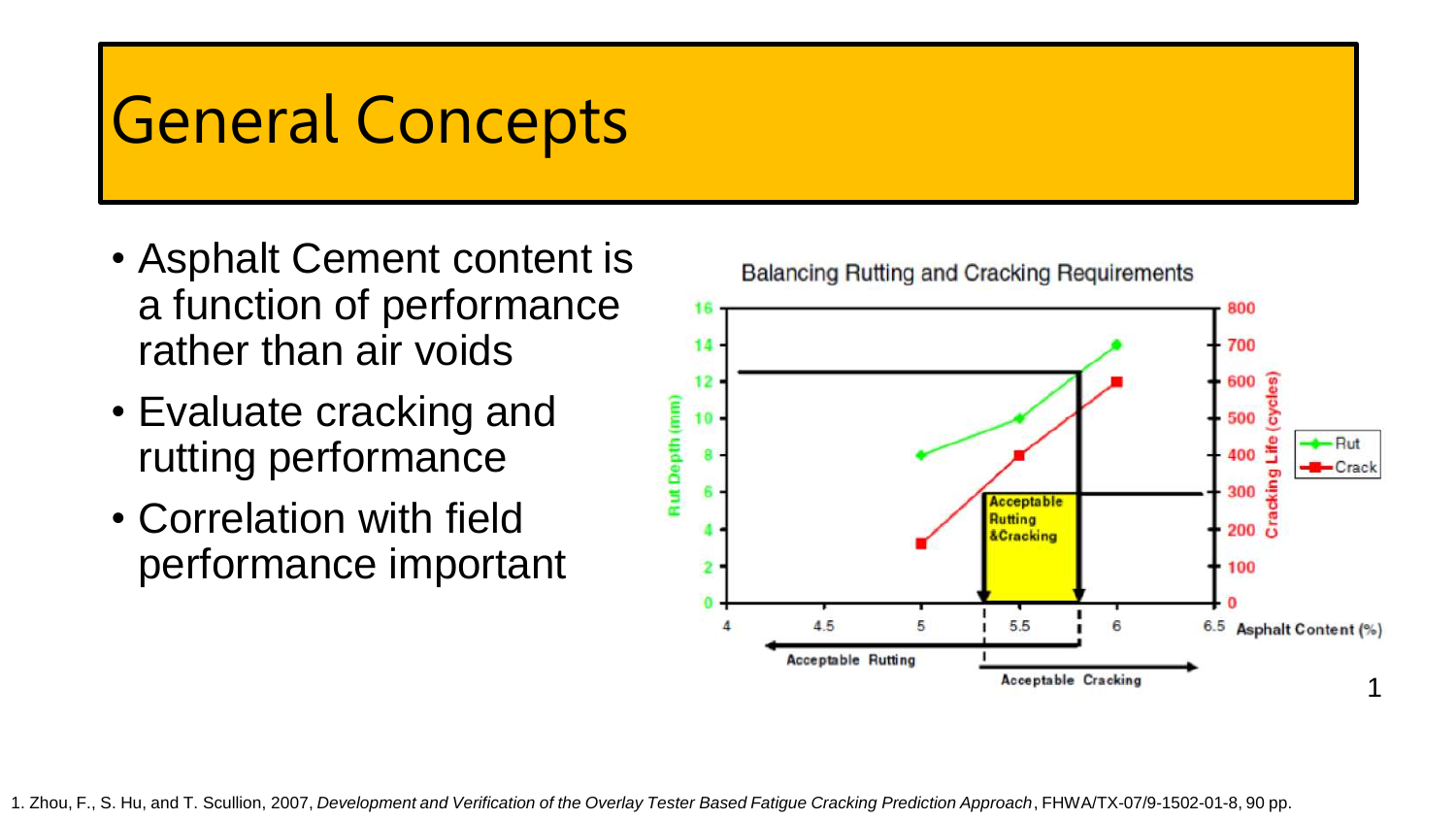# General Concepts

- Asphalt Cement content is a function of performance rather than air voids
- Evaluate cracking and rutting performance
- Correlation with field performance important

Balancing Rutting and Cracking Requirements [1]

1. Zhou, F., S. Hu, and T. Scullion, 2007, *Development and Verification of the Overlay Tester Based Fatigue Cracking Prediction Approach*, FHWA/TX-07/9-1502-01-8, 90 pp.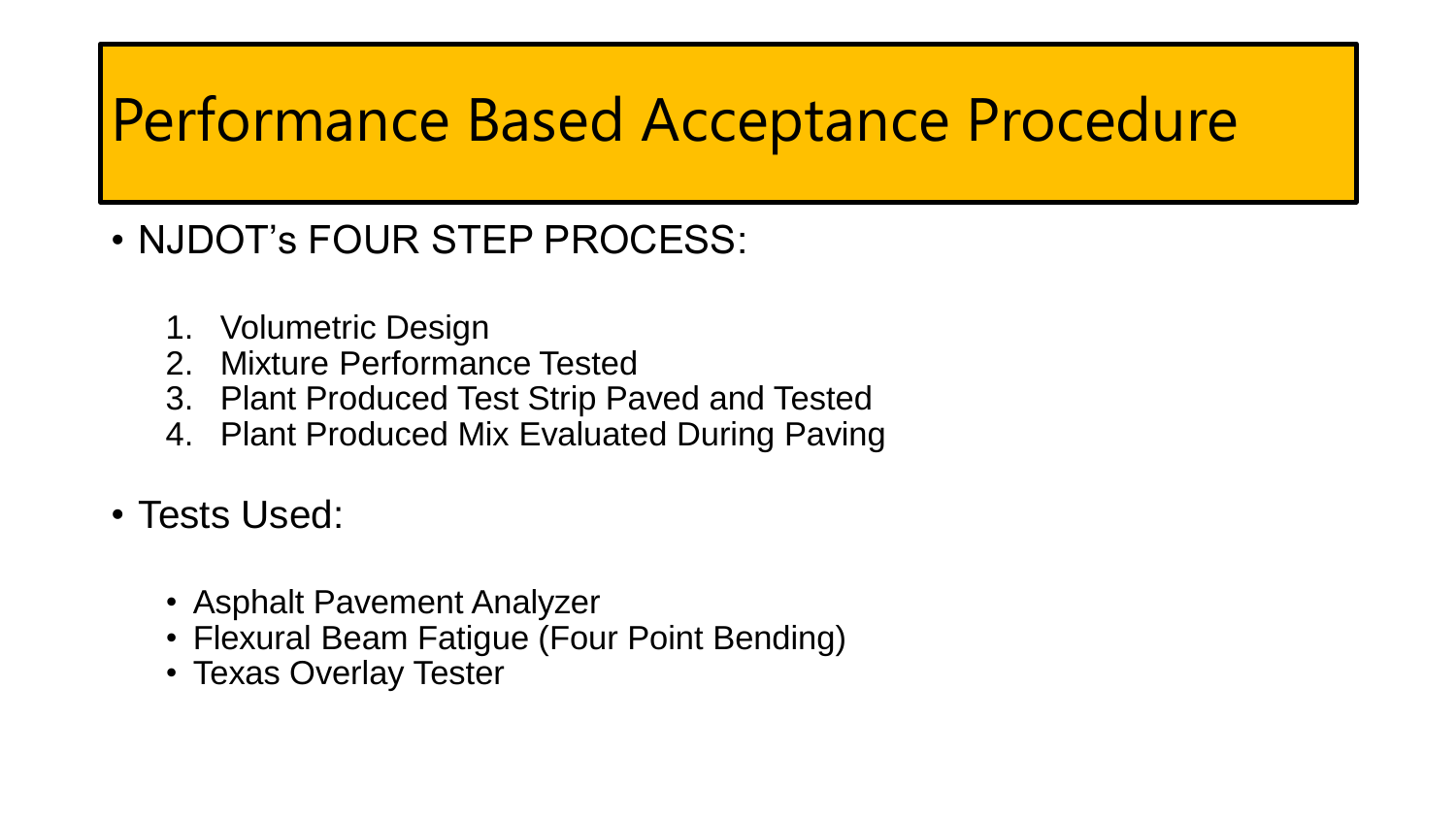# Performance Based Acceptance Procedure

- NJDOT's FOUR STEP PROCESS:

  1. Volumetric Design
  2. Mixture Performance Tested
  3. Plant Produced Test Strip Paved and Tested
  4. Plant Produced Mix Evaluated During Paving

- Tests Used:

  - Asphalt Pavement Analyzer
  - Flexural Beam Fatigue (Four Point Bending)
  - Texas Overlay Tester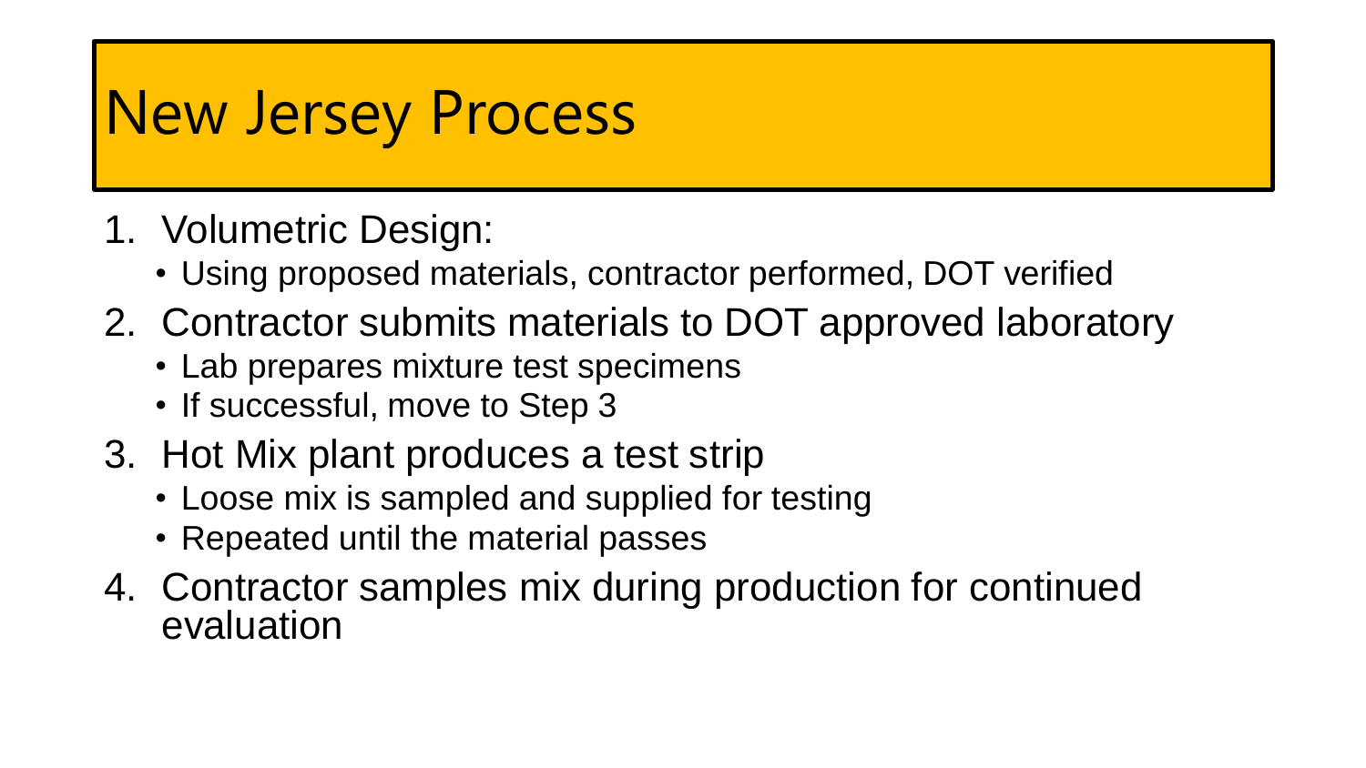# New Jersey Process

1. Volumetric Design:
   - Using proposed materials, contractor performed, DOT verified
2. Contractor submits materials to DOT approved laboratory
   - Lab prepares mixture test specimens
   - If successful, move to Step 3
3. Hot Mix plant produces a test strip
   - Loose mix is sampled and supplied for testing
   - Repeated until the material passes
4. Contractor samples mix during production for continued evaluation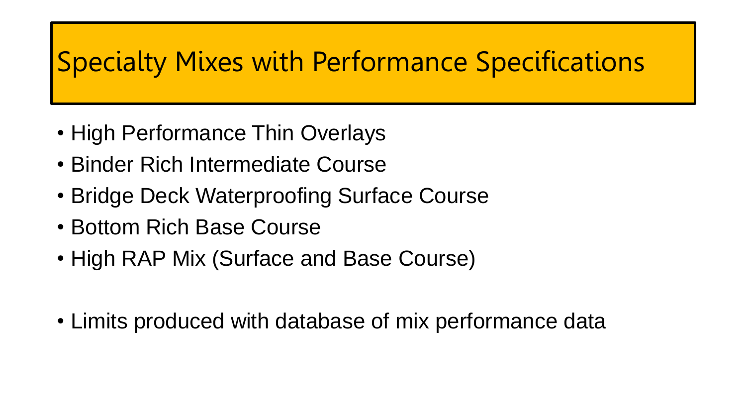# Specialty Mixes with Performance Specifications

- High Performance Thin Overlays
- Binder Rich Intermediate Course
- Bridge Deck Waterproofing Surface Course
- Bottom Rich Base Course
- High RAP Mix (Surface and Base Course)

- Limits produced with database of mix performance data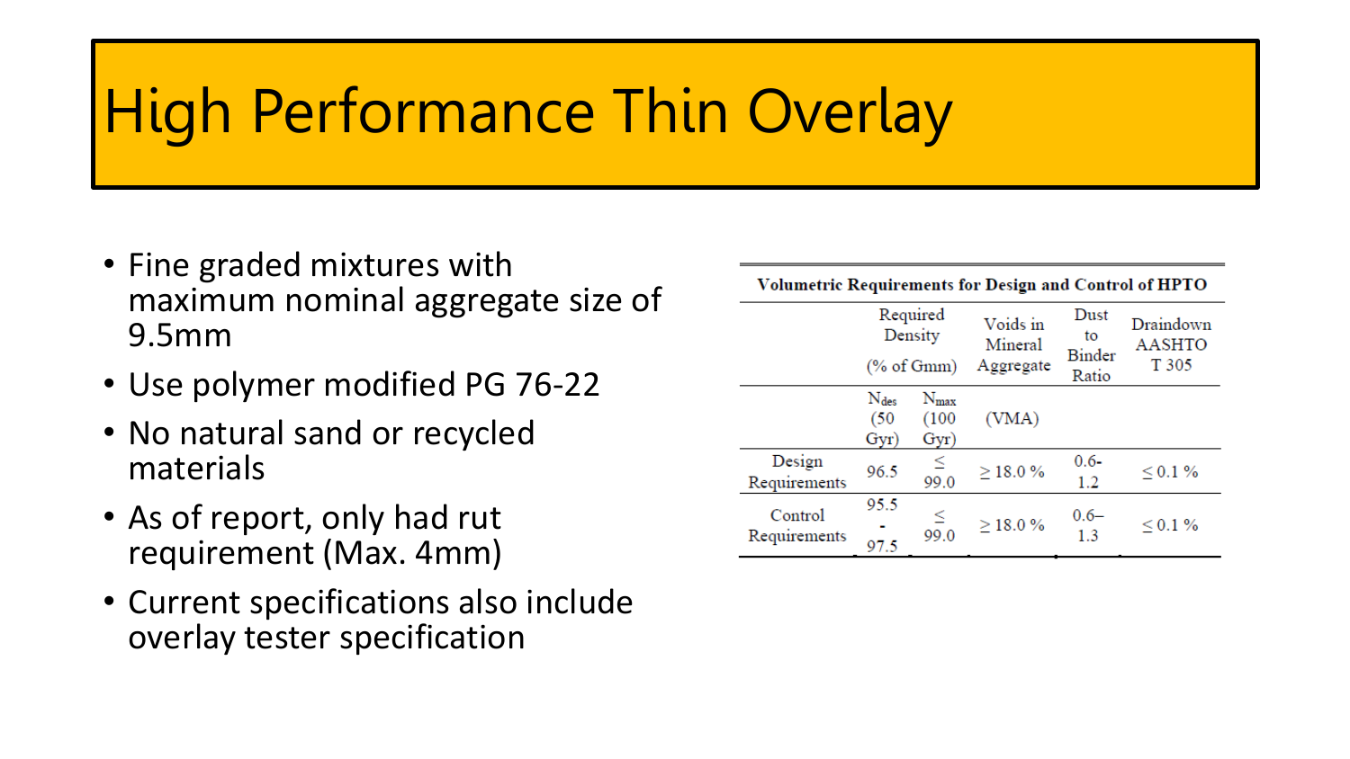# High Performance Thin Overlay

- Fine graded mixtures with maximum nominal aggregate size of 9.5mm
- Use polymer modified PG 76-22
- No natural sand or recycled materials
- As of report, only had rut requirement (Max. 4mm)
- Current specifications also include overlay tester specification

**Volumetric Requirements for Design and Control of HPTO**

| | Required Density (% of Gmm) | | Voids in Mineral Aggregate | Dust to Binder Ratio | Draindown AASHTO T 305 |
|---|---|---|---|---|---|
| | $N_{des}$ (50 Gyr) | $N_{max}$ (100 Gyr) | (VMA) | | |
| Design Requirements | 96.5 | ≤ 99.0 | ≥ 18.0 % | 0.6-1.2 | ≤ 0.1 % |
| Control Requirements | 95.5 - 97.5 | ≤ 99.0 | ≥ 18.0 % | 0.6–1.3 | ≤ 0.1 % |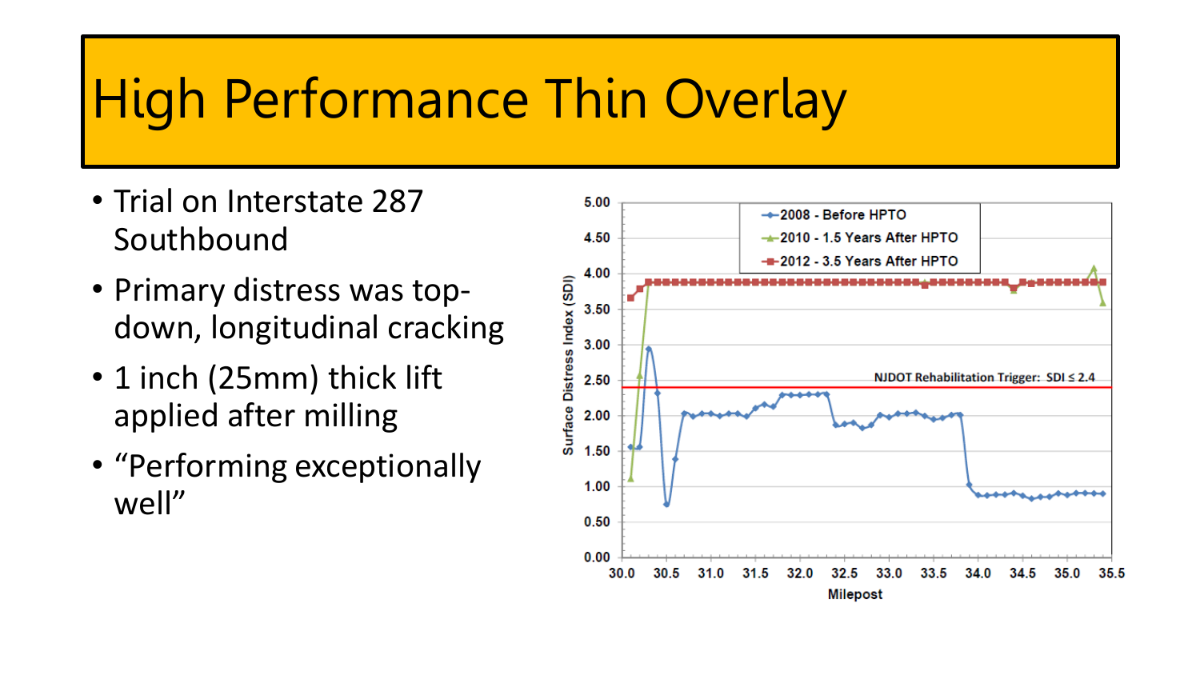# High Performance Thin Overlay

- Trial on Interstate 287 Southbound
- Primary distress was top-down, longitudinal cracking
- 1 inch (25mm) thick lift applied after milling
- "Performing exceptionally well"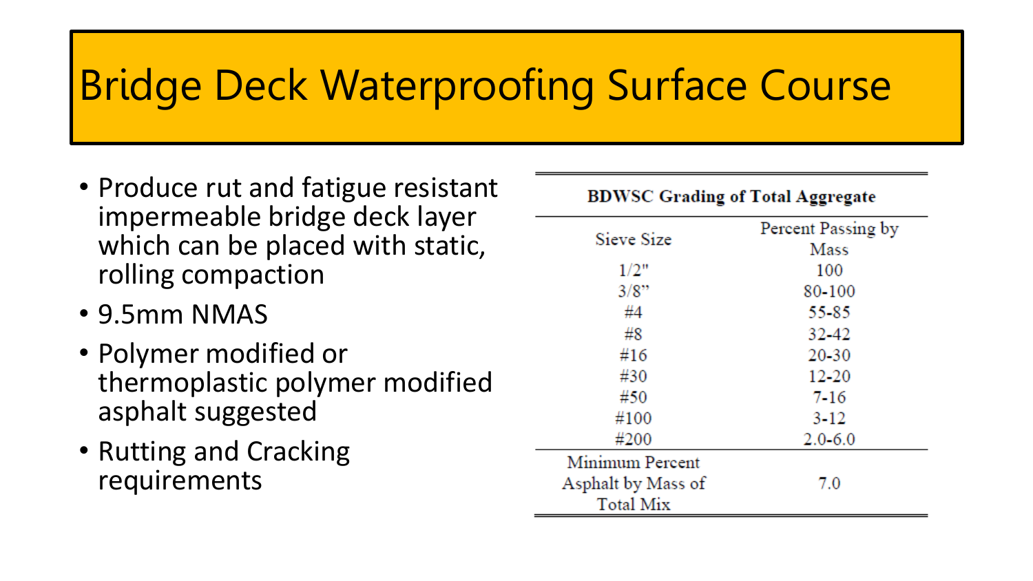# Bridge Deck Waterproofing Surface Course

- Produce rut and fatigue resistant impermeable bridge deck layer which can be placed with static, rolling compaction
- 9.5mm NMAS
- Polymer modified or thermoplastic polymer modified asphalt suggested
- Rutting and Cracking requirements

**BDWSC Grading of Total Aggregate**

| Sieve Size | Percent Passing by Mass |
|---|---|
| 1/2" | 100 |
| 3/8" | 80-100 |
| #4 | 55-85 |
| #8 | 32-42 |
| #16 | 20-30 |
| #30 | 12-20 |
| #50 | 7-16 |
| #100 | 3-12 |
| #200 | 2.0-6.0 |
| Minimum Percent Asphalt by Mass of Total Mix | 7.0 |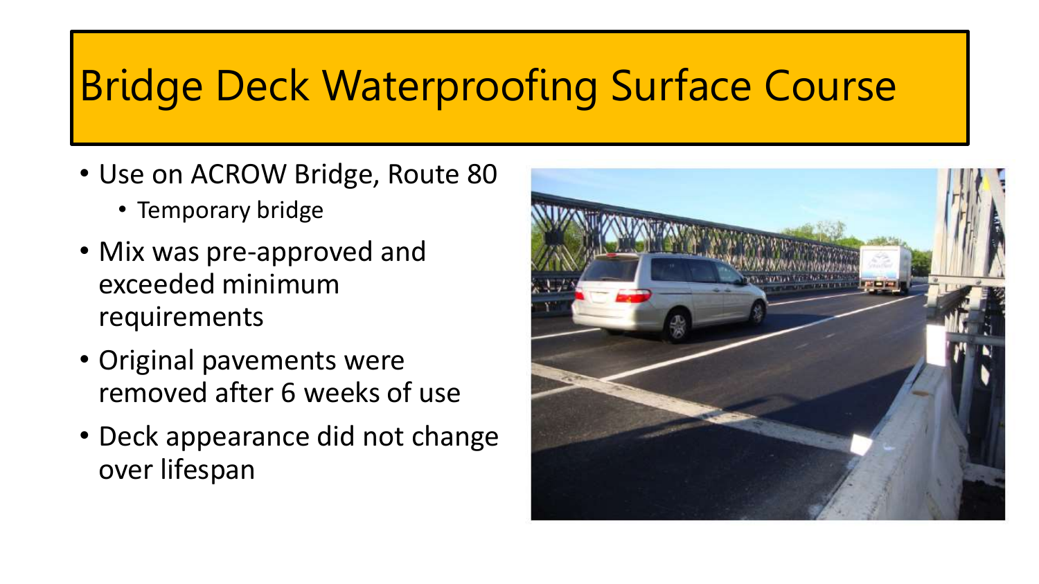# Bridge Deck Waterproofing Surface Course

- Use on ACROW Bridge, Route 80
  - Temporary bridge
- Mix was pre-approved and exceeded minimum requirements
- Original pavements were removed after 6 weeks of use
- Deck appearance did not change over lifespan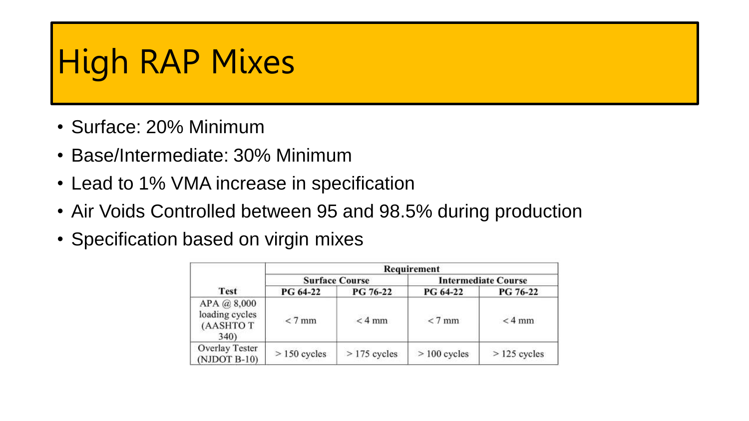# High RAP Mixes

- Surface: 20% Minimum
- Base/Intermediate: 30% Minimum
- Lead to 1% VMA increase in specification
- Air Voids Controlled between 95 and 98.5% during production
- Specification based on virgin mixes

| Test | Requirement | | | |
|---|---|---|---|---|
| | Surface Course | | Intermediate Course | |
| | PG 64-22 | PG 76-22 | PG 64-22 | PG 76-22 |
| APA @ 8,000 loading cycles (AASHTO T 340) | < 7 mm | < 4 mm | < 7 mm | < 4 mm |
| Overlay Tester (NJDOT B-10) | > 150 cycles | > 175 cycles | > 100 cycles | > 125 cycles |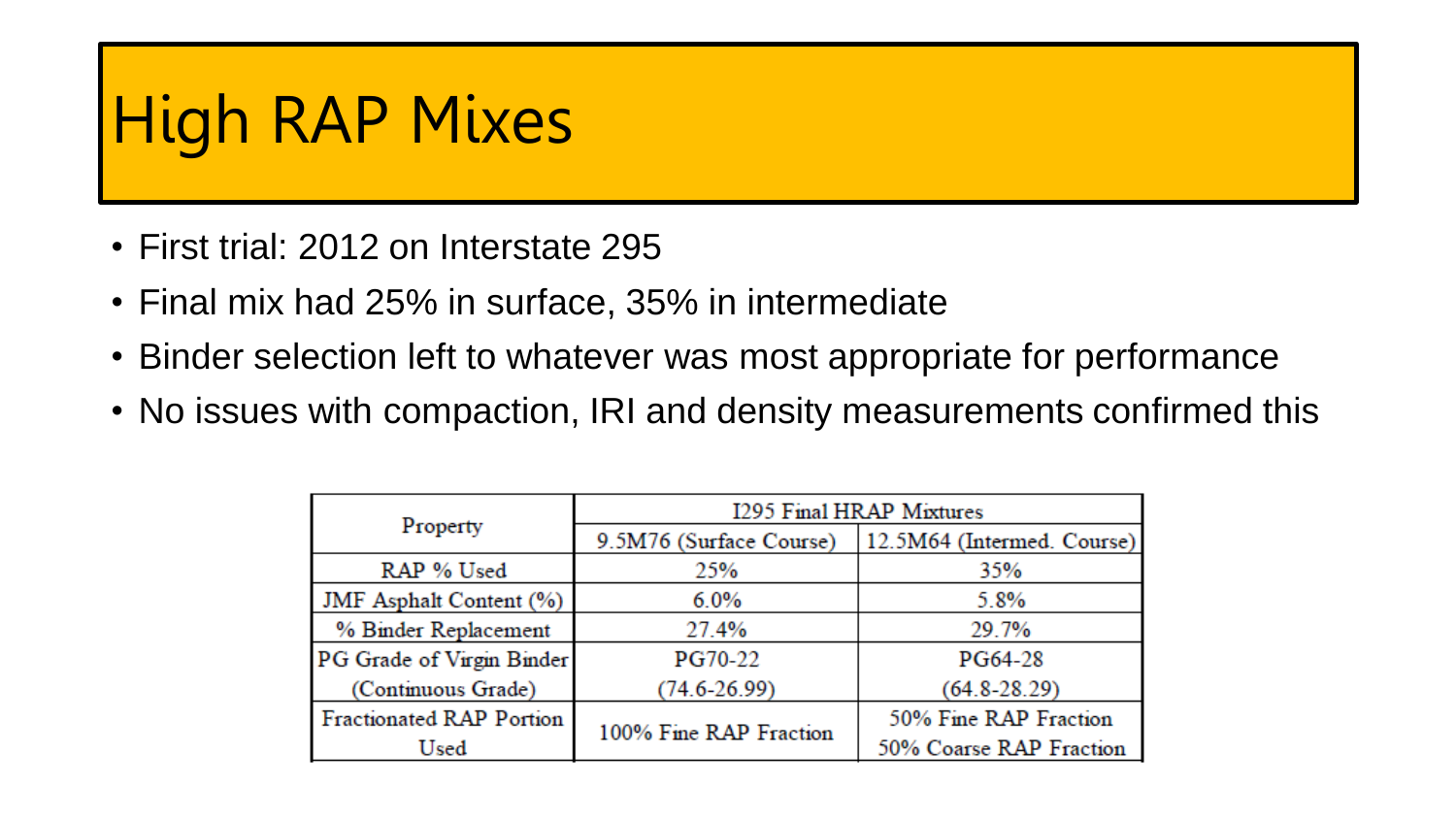# High RAP Mixes

- First trial: 2012 on Interstate 295
- Final mix had 25% in surface, 35% in intermediate
- Binder selection left to whatever was most appropriate for performance
- No issues with compaction, IRI and density measurements confirmed this

| Property | I295 Final HRAP Mixtures | |
|---|---|---|
| | 9.5M76 (Surface Course) | 12.5M64 (Intermed. Course) |
| RAP % Used | 25% | 35% |
| JMF Asphalt Content (%) | 6.0% | 5.8% |
| % Binder Replacement | 27.4% | 29.7% |
| PG Grade of Virgin Binder (Continuous Grade) | PG70-22 (74.6-26.99) | PG64-28 (64.8-28.29) |
| Fractionated RAP Portion Used | 100% Fine RAP Fraction | 50% Fine RAP Fraction 50% Coarse RAP Fraction |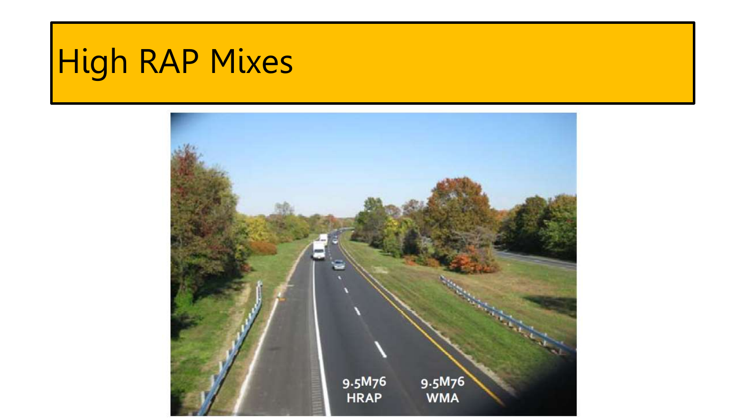# High RAP Mixes

9.5M76 HRAP

9.5M76 WMA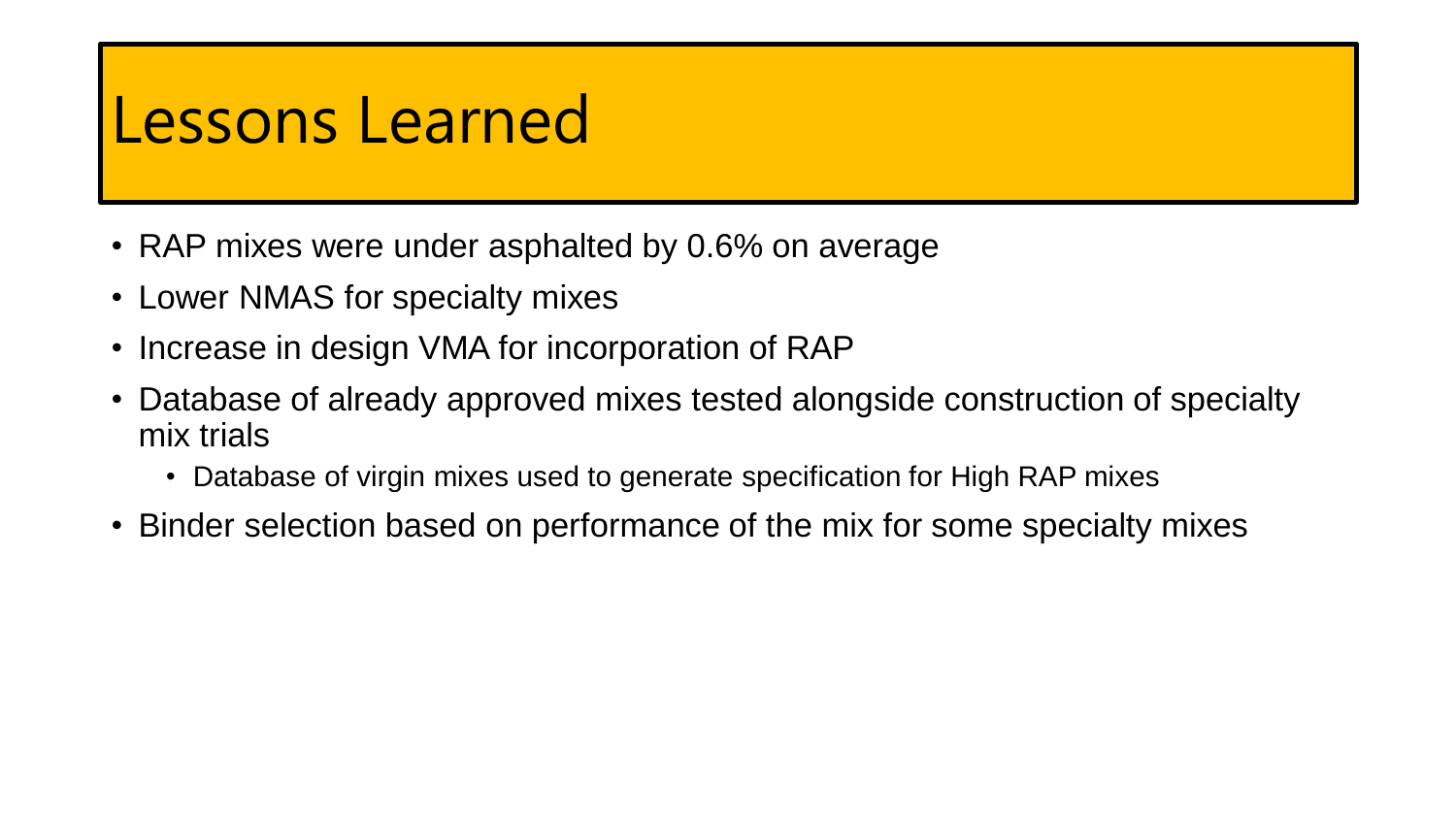# Lessons Learned

- RAP mixes were under asphalted by 0.6% on average
- Lower NMAS for specialty mixes
- Increase in design VMA for incorporation of RAP
- Database of already approved mixes tested alongside construction of specialty mix trials
  - Database of virgin mixes used to generate specification for High RAP mixes
- Binder selection based on performance of the mix for some specialty mixes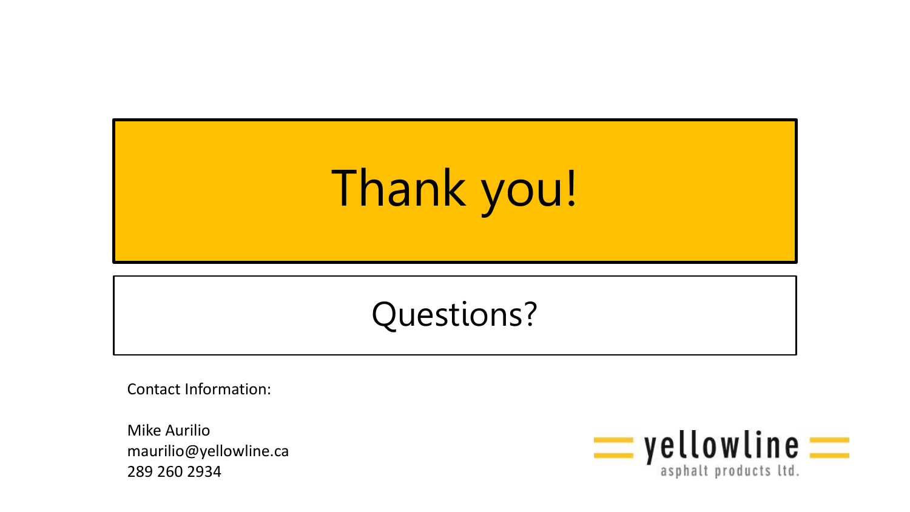# Thank you!

## Questions?

Contact Information:

Mike Aurilio
maurilio@yellowline.ca
289 260 2934

yellowline
asphalt products ltd.